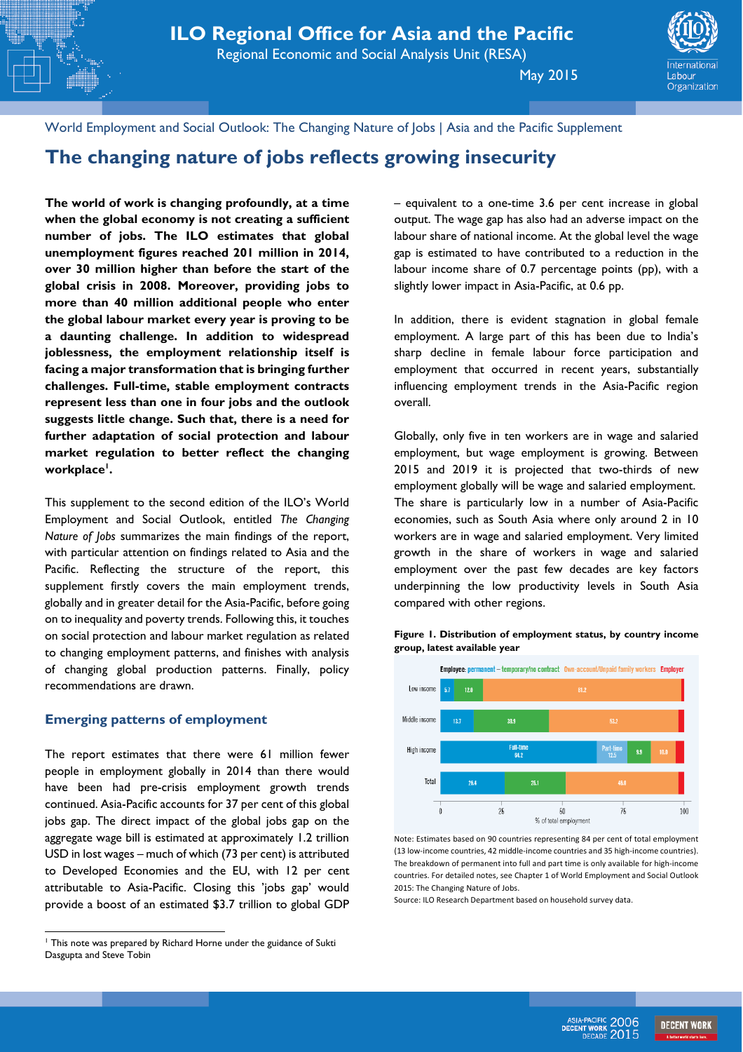# ILO Regional Office for Asia and the Pacific

Regional Economic and Social Analysis Unit (RESA)

May 2015

World Employment and Social Outlook: The Changing Nature of Jobs | Asia and the Pacific Supplement

## The changing nature of jobs reflects growing insecurity

**The world of work is changing profoundly, at a time when the global economy is not creating a sufficient number of jobs. The ILO estimates that global unemployment figures reached 201 million in 2014, over 30 million higher than before the start of the global crisis in 2008. Moreover, providing jobs to more than 40 million additional people who enter the global labour market every year is proving to be a daunting challenge. In addition to widespread joblessness, the employment relationship itself is facing a major transformation that is bringing further challenges. Full-time, stable employment contracts represent less than one in four jobs and the outlook suggests little change. Such that, there is a need for further adaptation of social protection and labour market regulation to better reflect the changing workplace[1].**

This supplement to the second edition of the ILO's World Employment and Social Outlook, entitled *The Changing Nature of Jobs* summarizes the main findings of the report, with particular attention on findings related to Asia and the Pacific. Reflecting the structure of the report, this supplement firstly covers the main employment trends, globally and in greater detail for the Asia-Pacific, before going on to inequality and poverty trends. Following this, it touches on social protection and labour market regulation as related to changing employment patterns, and finishes with analysis of changing global production patterns. Finally, policy recommendations are drawn.

### Emerging patterns of employment

The report estimates that there were 61 million fewer people in employment globally in 2014 than there would have been had pre-crisis employment growth trends continued. Asia-Pacific accounts for 37 per cent of this global jobs gap. The direct impact of the global jobs gap on the aggregate wage bill is estimated at approximately 1.2 trillion USD in lost wages – much of which (73 per cent) is attributed to Developed Economies and the EU, with 12 per cent attributable to Asia-Pacific. Closing this 'jobs gap' would provide a boost of an estimated $3.7 trillion to global GDP – equivalent to a one-time 3.6 per cent increase in global output. The wage gap has also had an adverse impact on the labour share of national income. At the global level the wage gap is estimated to have contributed to a reduction in the labour income share of 0.7 percentage points (pp), with a slightly lower impact in Asia-Pacific, at 0.6 pp.

In addition, there is evident stagnation in global female employment. A large part of this has been due to India's sharp decline in female labour force participation and employment that occurred in recent years, substantially influencing employment trends in the Asia-Pacific region overall.

Globally, only five in ten workers are in wage and salaried employment, but wage employment is growing. Between 2015 and 2019 it is projected that two-thirds of new employment globally will be wage and salaried employment. The share is particularly low in a number of Asia-Pacific economies, such as South Asia where only around 2 in 10 workers are in wage and salaried employment. Very limited growth in the share of workers in wage and salaried employment over the past few decades are key factors underpinning the low productivity levels in South Asia compared with other regions.

**Figure 1. Distribution of employment status, by country income group, latest available year**

| Country income group | Employee: permanent | Employee: temporary/no contract | Own-account/Unpaid family workers | Employer |
|---|---|---|---|---|
| Low income | 5.7 | 12.0 | 81.2 | |
| Middle income | 13.7 | 30.9 | 53.2 | |
| High income | Full-time 64.2; Part-time 12.5 | 9.9 | 10.0 | |
| Total | 26.4 | 25.1 | 46.6 | |

% of total employment

Note: Estimates based on 90 countries representing 84 per cent of total employment (13 low-income countries, 42 middle-income countries and 35 high-income countries). The breakdown of permanent into full and part time is only available for high-income countries. For detailed notes, see Chapter 1 of World Employment and Social Outlook 2015: The Changing Nature of Jobs.

Source: ILO Research Department based on household survey data.

---

[1] This note was prepared by Richard Horne under the guidance of Sukti Dasgupta and Steve Tobin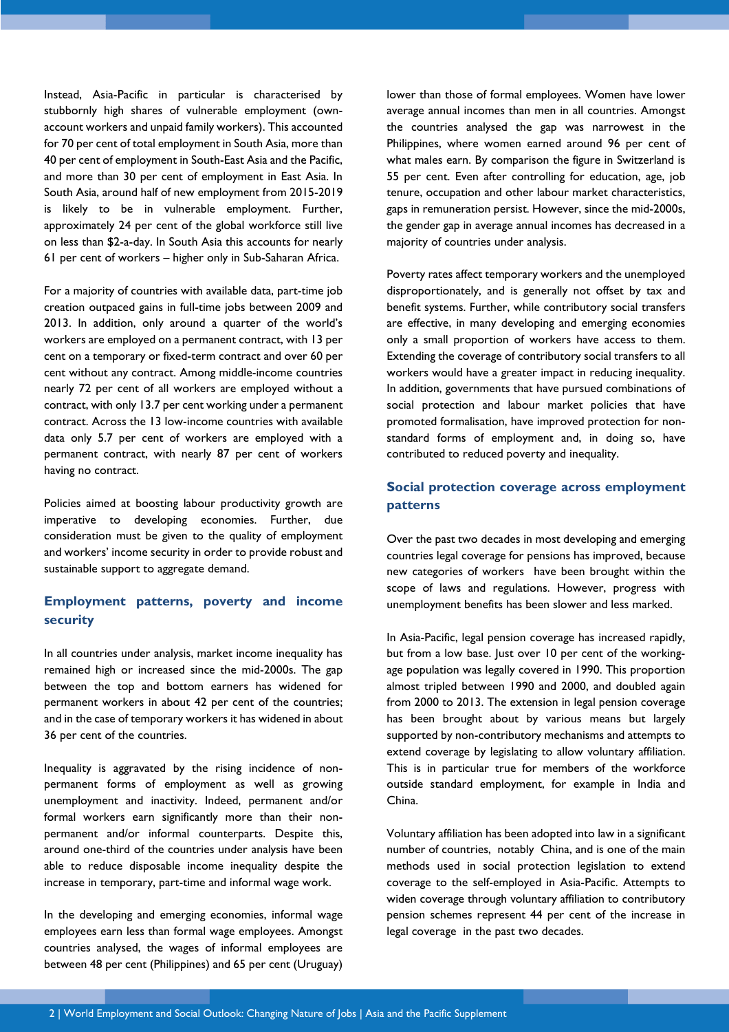Instead, Asia-Pacific in particular is characterised by stubbornly high shares of vulnerable employment (own-account workers and unpaid family workers). This accounted for 70 per cent of total employment in South Asia, more than 40 per cent of employment in South-East Asia and the Pacific, and more than 30 per cent of employment in East Asia. In South Asia, around half of new employment from 2015-2019 is likely to be in vulnerable employment. Further, approximately 24 per cent of the global workforce still live on less than $2-a-day. In South Asia this accounts for nearly 61 per cent of workers – higher only in Sub-Saharan Africa.

For a majority of countries with available data, part-time job creation outpaced gains in full-time jobs between 2009 and 2013. In addition, only around a quarter of the world's workers are employed on a permanent contract, with 13 per cent on a temporary or fixed-term contract and over 60 per cent without any contract. Among middle-income countries nearly 72 per cent of all workers are employed without a contract, with only 13.7 per cent working under a permanent contract. Across the 13 low-income countries with available data only 5.7 per cent of workers are employed with a permanent contract, with nearly 87 per cent of workers having no contract.

Policies aimed at boosting labour productivity growth are imperative to developing economies. Further, due consideration must be given to the quality of employment and workers' income security in order to provide robust and sustainable support to aggregate demand.

## Employment patterns, poverty and income security

In all countries under analysis, market income inequality has remained high or increased since the mid-2000s. The gap between the top and bottom earners has widened for permanent workers in about 42 per cent of the countries; and in the case of temporary workers it has widened in about 36 per cent of the countries.

Inequality is aggravated by the rising incidence of non-permanent forms of employment as well as growing unemployment and inactivity. Indeed, permanent and/or formal workers earn significantly more than their non-permanent and/or informal counterparts. Despite this, around one-third of the countries under analysis have been able to reduce disposable income inequality despite the increase in temporary, part-time and informal wage work.

In the developing and emerging economies, informal wage employees earn less than formal wage employees. Amongst countries analysed, the wages of informal employees are between 48 per cent (Philippines) and 65 per cent (Uruguay) lower than those of formal employees. Women have lower average annual incomes than men in all countries. Amongst the countries analysed the gap was narrowest in the Philippines, where women earned around 96 per cent of what males earn. By comparison the figure in Switzerland is 55 per cent. Even after controlling for education, age, job tenure, occupation and other labour market characteristics, gaps in remuneration persist. However, since the mid-2000s, the gender gap in average annual incomes has decreased in a majority of countries under analysis.

Poverty rates affect temporary workers and the unemployed disproportionately, and is generally not offset by tax and benefit systems. Further, while contributory social transfers are effective, in many developing and emerging economies only a small proportion of workers have access to them. Extending the coverage of contributory social transfers to all workers would have a greater impact in reducing inequality. In addition, governments that have pursued combinations of social protection and labour market policies that have promoted formalisation, have improved protection for non-standard forms of employment and, in doing so, have contributed to reduced poverty and inequality.

## Social protection coverage across employment patterns

Over the past two decades in most developing and emerging countries legal coverage for pensions has improved, because new categories of workers have been brought within the scope of laws and regulations. However, progress with unemployment benefits has been slower and less marked.

In Asia-Pacific, legal pension coverage has increased rapidly, but from a low base. Just over 10 per cent of the working-age population was legally covered in 1990. This proportion almost tripled between 1990 and 2000, and doubled again from 2000 to 2013. The extension in legal pension coverage has been brought about by various means but largely supported by non-contributory mechanisms and attempts to extend coverage by legislating to allow voluntary affiliation. This is in particular true for members of the workforce outside standard employment, for example in India and China.

Voluntary affiliation has been adopted into law in a significant number of countries, notably China, and is one of the main methods used in social protection legislation to extend coverage to the self-employed in Asia-Pacific. Attempts to widen coverage through voluntary affiliation to contributory pension schemes represent 44 per cent of the increase in legal coverage in the past two decades.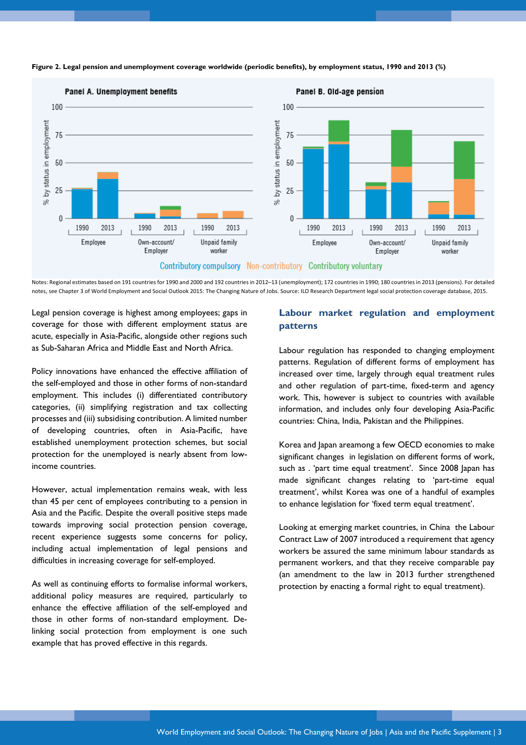**Figure 2. Legal pension and unemployment coverage worldwide (periodic benefits), by employment status, 1990 and 2013 (%)**

Notes: Regional estimates based on 191 countries for 1990 and 2000 and 192 countries in 2012–13 (unemployment); 172 countries in 1990; 180 countries in 2013 (pensions). For detailed notes, see Chapter 3 of World Employment and Social Outlook 2015: The Changing Nature of Jobs. Source: ILO Research Department legal social protection coverage database, 2015.

Legal pension coverage is highest among employees; gaps in coverage for those with different employment status are acute, especially in Asia-Pacific, alongside other regions such as Sub-Saharan Africa and Middle East and North Africa.

Policy innovations have enhanced the effective affiliation of the self-employed and those in other forms of non-standard employment. This includes (i) differentiated contributory categories, (ii) simplifying registration and tax collecting processes and (iii) subsidising contribution. A limited number of developing countries, often in Asia-Pacific, have established unemployment protection schemes, but social protection for the unemployed is nearly absent from low-income countries.

However, actual implementation remains weak, with less than 45 per cent of employees contributing to a pension in Asia and the Pacific. Despite the overall positive steps made towards improving social protection pension coverage, recent experience suggests some concerns for policy, including actual implementation of legal pensions and difficulties in increasing coverage for self-employed.

As well as continuing efforts to formalise informal workers, additional policy measures are required, particularly to enhance the effective affiliation of the self-employed and those in other forms of non-standard employment. De-linking social protection from employment is one such example that has proved effective in this regards.

## Labour market regulation and employment patterns

Labour regulation has responded to changing employment patterns. Regulation of different forms of employment has increased over time, largely through equal treatment rules and other regulation of part-time, fixed-term and agency work. This, however is subject to countries with available information, and includes only four developing Asia-Pacific countries: China, India, Pakistan and the Philippines.

Korea and Japan areamong a few OECD economies to make significant changes in legislation on different forms of work, such as . 'part time equal treatment'. Since 2008 Japan has made significant changes relating to 'part-time equal treatment', whilst Korea was one of a handful of examples to enhance legislation for 'fixed term equal treatment'.

Looking at emerging market countries, in China the Labour Contract Law of 2007 introduced a requirement that agency workers be assured the same minimum labour standards as permanent workers, and that they receive comparable pay (an amendment to the law in 2013 further strengthened protection by enacting a formal right to equal treatment).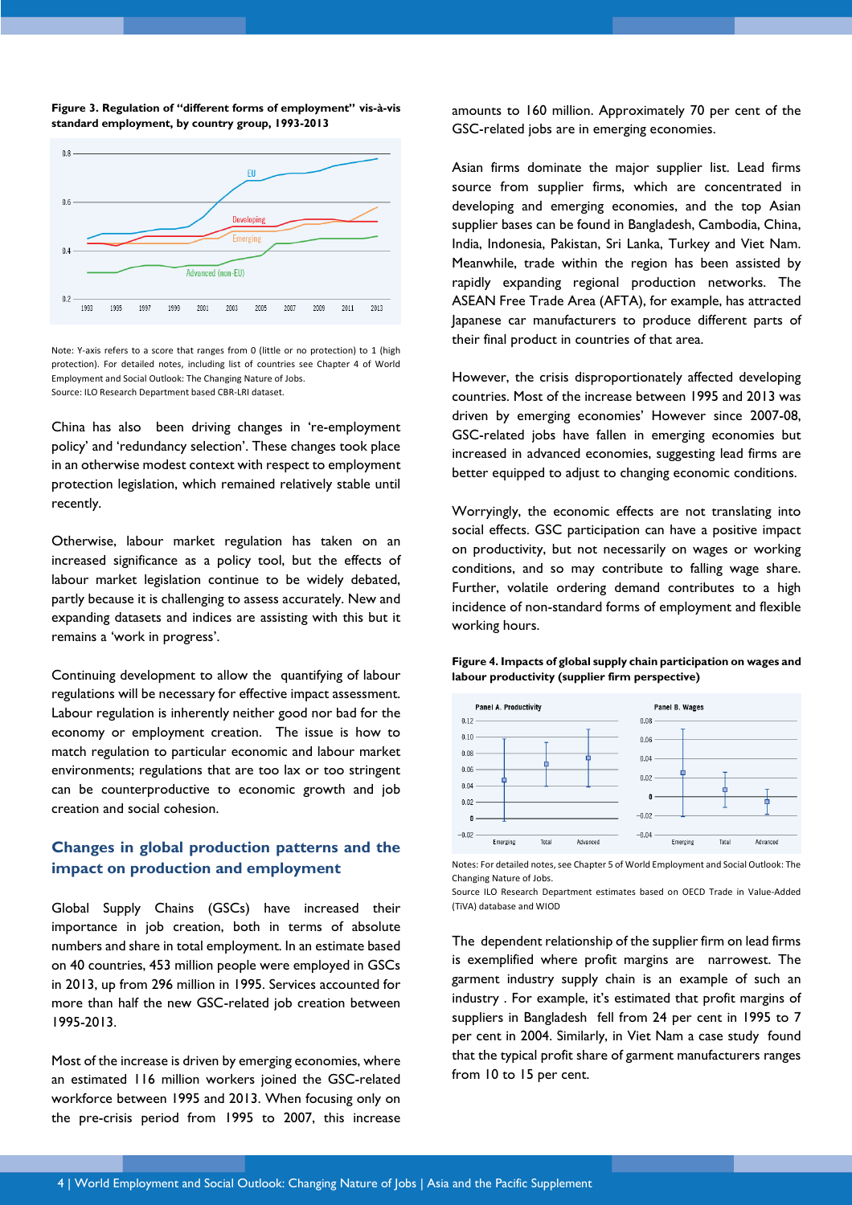**Figure 3. Regulation of "different forms of employment" vis-à-vis standard employment, by country group, 1993-2013**

Note: Y-axis refers to a score that ranges from 0 (little or no protection) to 1 (high protection). For detailed notes, including list of countries see Chapter 4 of World Employment and Social Outlook: The Changing Nature of Jobs.
Source: ILO Research Department based CBR-LRI dataset.

China has also been driving changes in 're-employment policy' and 'redundancy selection'. These changes took place in an otherwise modest context with respect to employment protection legislation, which remained relatively stable until recently.

Otherwise, labour market regulation has taken on an increased significance as a policy tool, but the effects of labour market legislation continue to be widely debated, partly because it is challenging to assess accurately. New and expanding datasets and indices are assisting with this but it remains a 'work in progress'.

Continuing development to allow the quantifying of labour regulations will be necessary for effective impact assessment. Labour regulation is inherently neither good nor bad for the economy or employment creation. The issue is how to match regulation to particular economic and labour market environments; regulations that are too lax or too stringent can be counterproductive to economic growth and job creation and social cohesion.

## Changes in global production patterns and the impact on production and employment

Global Supply Chains (GSCs) have increased their importance in job creation, both in terms of absolute numbers and share in total employment. In an estimate based on 40 countries, 453 million people were employed in GSCs in 2013, up from 296 million in 1995. Services accounted for more than half the new GSC-related job creation between 1995-2013.

Most of the increase is driven by emerging economies, where an estimated 116 million workers joined the GSC-related workforce between 1995 and 2013. When focusing only on the pre-crisis period from 1995 to 2007, this increase amounts to 160 million. Approximately 70 per cent of the GSC-related jobs are in emerging economies.

Asian firms dominate the major supplier list. Lead firms source from supplier firms, which are concentrated in developing and emerging economies, and the top Asian supplier bases can be found in Bangladesh, Cambodia, China, India, Indonesia, Pakistan, Sri Lanka, Turkey and Viet Nam. Meanwhile, trade within the region has been assisted by rapidly expanding regional production networks. The ASEAN Free Trade Area (AFTA), for example, has attracted Japanese car manufacturers to produce different parts of their final product in countries of that area.

However, the crisis disproportionately affected developing countries. Most of the increase between 1995 and 2013 was driven by emerging economies' However since 2007-08, GSC-related jobs have fallen in emerging economies but increased in advanced economies, suggesting lead firms are better equipped to adjust to changing economic conditions.

Worryingly, the economic effects are not translating into social effects. GSC participation can have a positive impact on productivity, but not necessarily on wages or working conditions, and so may contribute to falling wage share. Further, volatile ordering demand contributes to a high incidence of non-standard forms of employment and flexible working hours.

**Figure 4. Impacts of global supply chain participation on wages and labour productivity (supplier firm perspective)**

Notes: For detailed notes, see Chapter 5 of World Employment and Social Outlook: The Changing Nature of Jobs.
Source ILO Research Department estimates based on OECD Trade in Value-Added (TiVA) database and WIOD

The dependent relationship of the supplier firm on lead firms is exemplified where profit margins are narrowest. The garment industry supply chain is an example of such an industry . For example, it's estimated that profit margins of suppliers in Bangladesh fell from 24 per cent in 1995 to 7 per cent in 2004. Similarly, in Viet Nam a case study found that the typical profit share of garment manufacturers ranges from 10 to 15 per cent.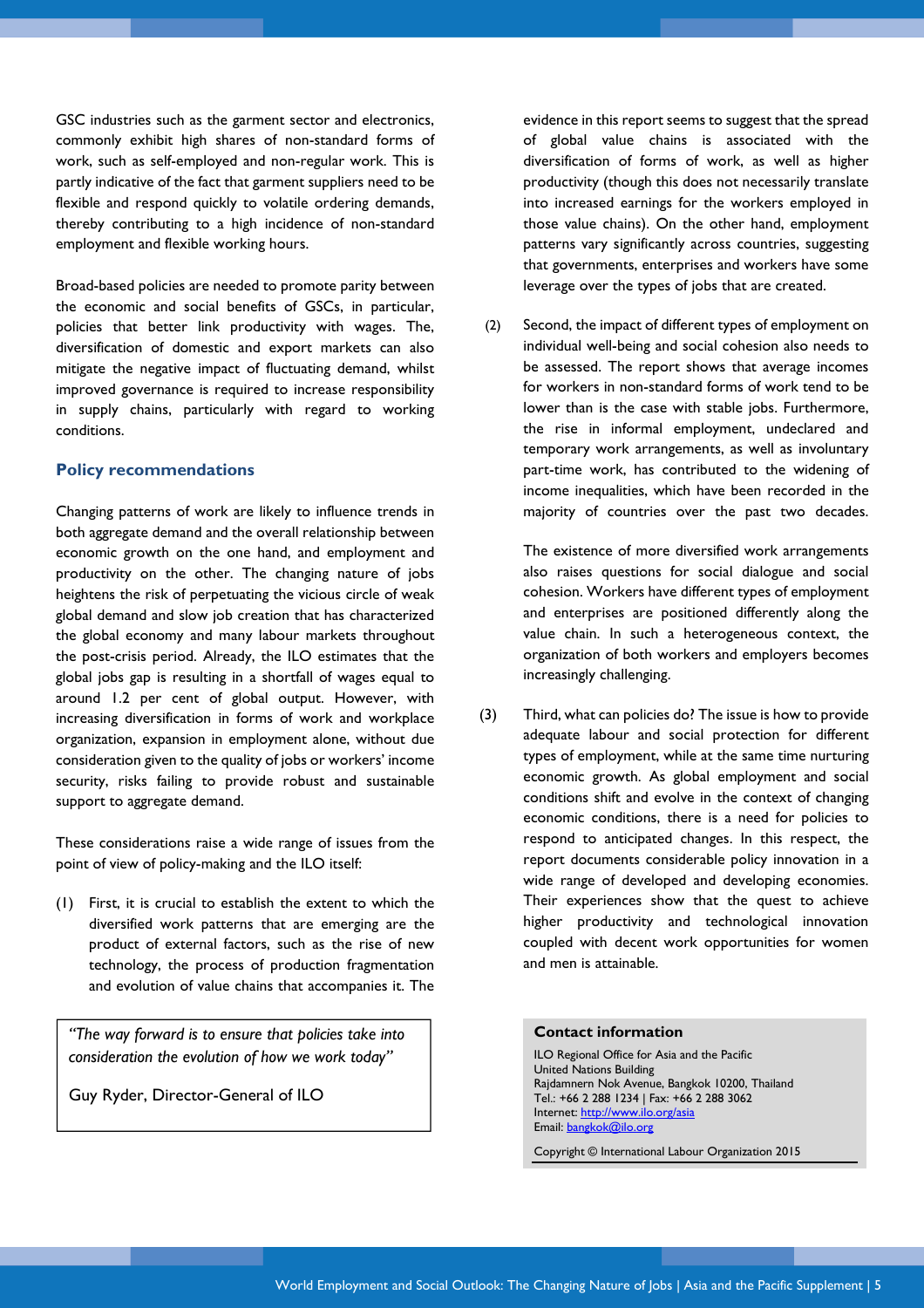GSC industries such as the garment sector and electronics, commonly exhibit high shares of non-standard forms of work, such as self-employed and non-regular work. This is partly indicative of the fact that garment suppliers need to be flexible and respond quickly to volatile ordering demands, thereby contributing to a high incidence of non-standard employment and flexible working hours.

Broad-based policies are needed to promote parity between the economic and social benefits of GSCs, in particular, policies that better link productivity with wages. The, diversification of domestic and export markets can also mitigate the negative impact of fluctuating demand, whilst improved governance is required to increase responsibility in supply chains, particularly with regard to working conditions.

## Policy recommendations

Changing patterns of work are likely to influence trends in both aggregate demand and the overall relationship between economic growth on the one hand, and employment and productivity on the other. The changing nature of jobs heightens the risk of perpetuating the vicious circle of weak global demand and slow job creation that has characterized the global economy and many labour markets throughout the post-crisis period. Already, the ILO estimates that the global jobs gap is resulting in a shortfall of wages equal to around 1.2 per cent of global output. However, with increasing diversification in forms of work and workplace organization, expansion in employment alone, without due consideration given to the quality of jobs or workers' income security, risks failing to provide robust and sustainable support to aggregate demand.

These considerations raise a wide range of issues from the point of view of policy-making and the ILO itself:

(1) First, it is crucial to establish the extent to which the diversified work patterns that are emerging are the product of external factors, such as the rise of new technology, the process of production fragmentation and evolution of value chains that accompanies it. The evidence in this report seems to suggest that the spread of global value chains is associated with the diversification of forms of work, as well as higher productivity (though this does not necessarily translate into increased earnings for the workers employed in those value chains). On the other hand, employment patterns vary significantly across countries, suggesting that governments, enterprises and workers have some leverage over the types of jobs that are created.

(2) Second, the impact of different types of employment on individual well-being and social cohesion also needs to be assessed. The report shows that average incomes for workers in non-standard forms of work tend to be lower than is the case with stable jobs. Furthermore, the rise in informal employment, undeclared and temporary work arrangements, as well as involuntary part-time work, has contributed to the widening of income inequalities, which have been recorded in the majority of countries over the past two decades.

The existence of more diversified work arrangements also raises questions for social dialogue and social cohesion. Workers have different types of employment and enterprises are positioned differently along the value chain. In such a heterogeneous context, the organization of both workers and employers becomes increasingly challenging.

(3) Third, what can policies do? The issue is how to provide adequate labour and social protection for different types of employment, while at the same time nurturing economic growth. As global employment and social conditions shift and evolve in the context of changing economic conditions, there is a need for policies to respond to anticipated changes. In this respect, the report documents considerable policy innovation in a wide range of developed and developing economies. Their experiences show that the quest to achieve higher productivity and technological innovation coupled with decent work opportunities for women and men is attainable.

> *"The way forward is to ensure that policies take into consideration the evolution of how we work today"*
>
> Guy Ryder, Director-General of ILO

**Contact information**

ILO Regional Office for Asia and the Pacific
United Nations Building
Rajdamnern Nok Avenue, Bangkok 10200, Thailand
Tel.: +66 2 288 1234 | Fax: +66 2 288 3062
Internet: http://www.ilo.org/asia
Email: bangkok@ilo.org

Copyright © International Labour Organization 2015